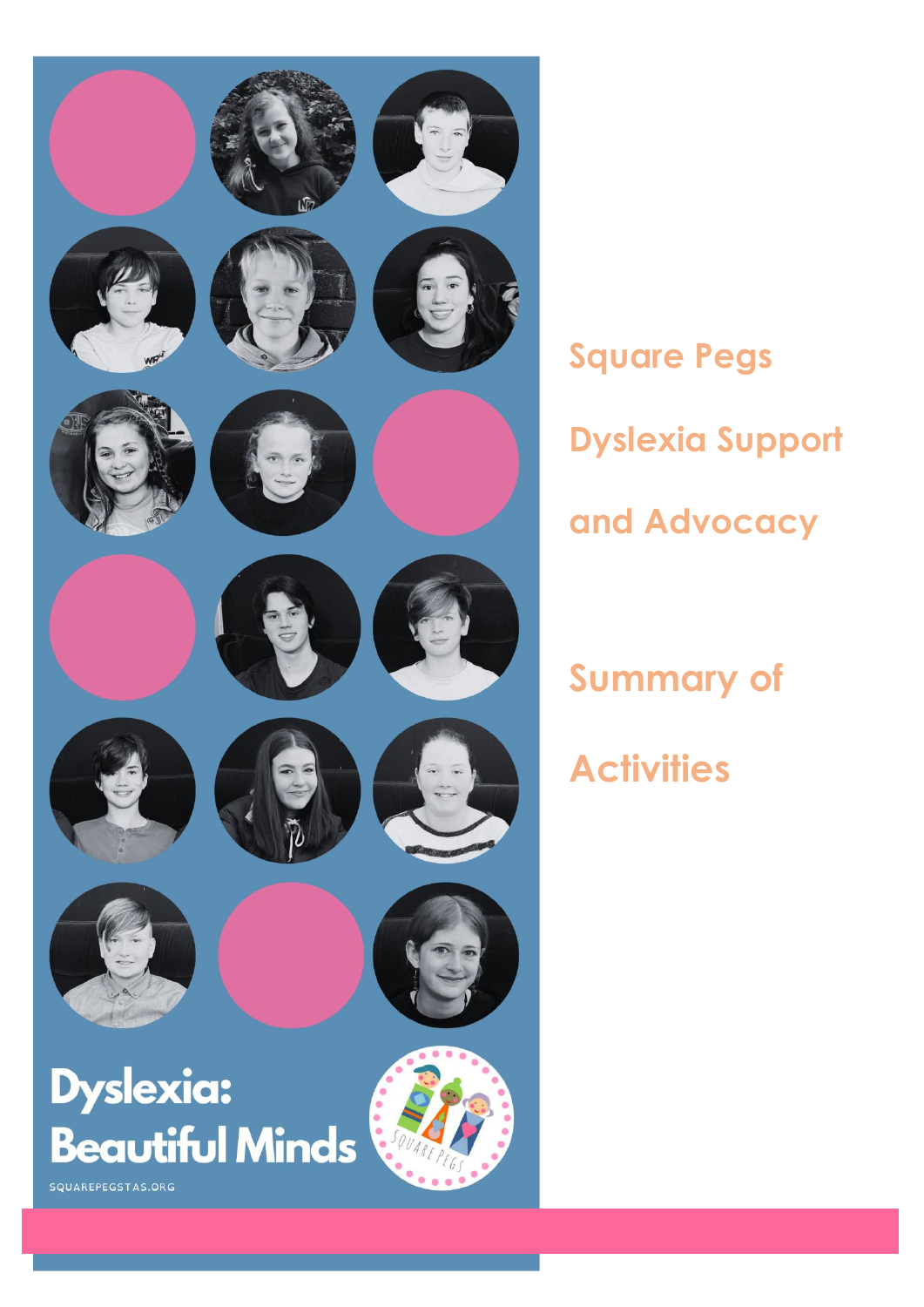# Square Pegs Dyslexia Support and Advocacy

## Summary of Activities

Dyslexia: Beautiful Minds

SQUAREPEGSTAS.ORG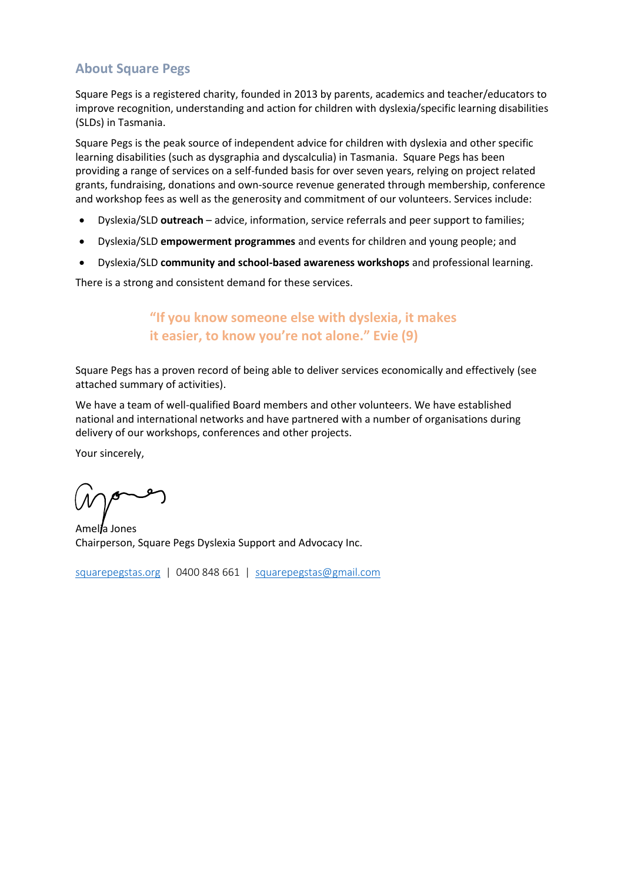## About Square Pegs

Square Pegs is a registered charity, founded in 2013 by parents, academics and teacher/educators to improve recognition, understanding and action for children with dyslexia/specific learning disabilities (SLDs) in Tasmania.

Square Pegs is the peak source of independent advice for children with dyslexia and other specific learning disabilities (such as dysgraphia and dyscalculia) in Tasmania. Square Pegs has been providing a range of services on a self-funded basis for over seven years, relying on project related grants, fundraising, donations and own-source revenue generated through membership, conference and workshop fees as well as the generosity and commitment of our volunteers. Services include:

- Dyslexia/SLD **outreach** – advice, information, service referrals and peer support to families;
- Dyslexia/SLD **empowerment programmes** and events for children and young people; and
- Dyslexia/SLD **community and school-based awareness workshops** and professional learning.

There is a strong and consistent demand for these services.

> **"If you know someone else with dyslexia, it makes it easier, to know you're not alone." Evie (9)**

Square Pegs has a proven record of being able to deliver services economically and effectively (see attached summary of activities).

We have a team of well-qualified Board members and other volunteers. We have established national and international networks and have partnered with a number of organisations during delivery of our workshops, conferences and other projects.

Your sincerely,

Amelia Jones
Chairperson, Square Pegs Dyslexia Support and Advocacy Inc.

squarepegstas.org | 0400 848 661 | squarepegstas@gmail.com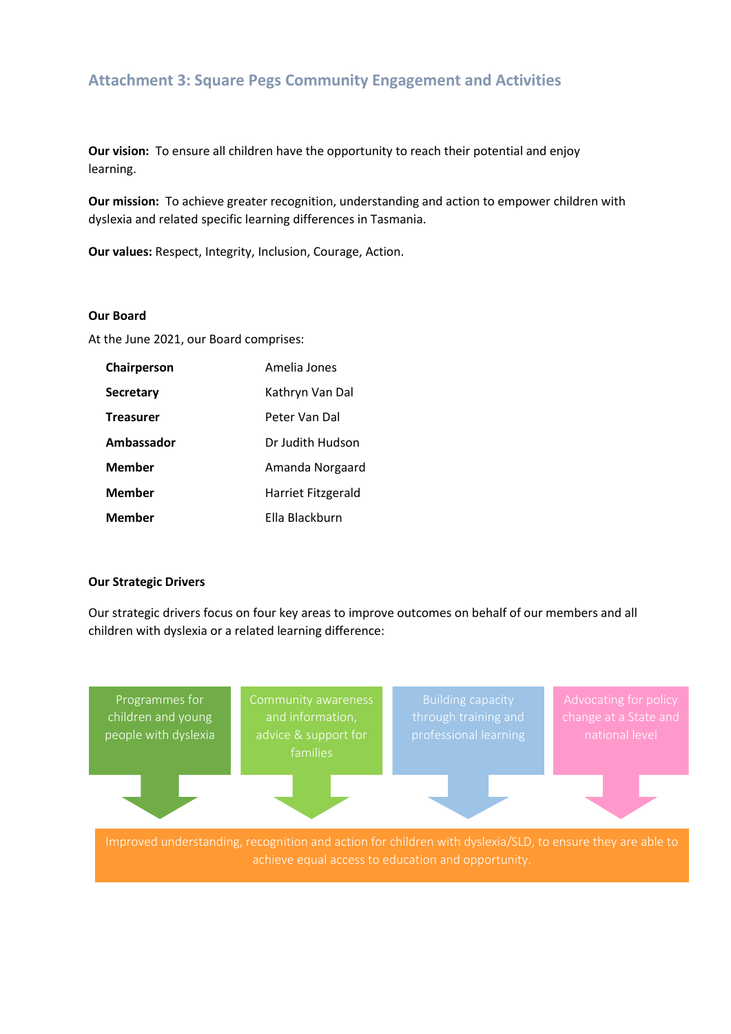## Attachment 3: Square Pegs Community Engagement and Activities

**Our vision:** To ensure all children have the opportunity to reach their potential and enjoy learning.

**Our mission:** To achieve greater recognition, understanding and action to empower children with dyslexia and related specific learning differences in Tasmania.

**Our values:** Respect, Integrity, Inclusion, Courage, Action.

**Our Board**

At the June 2021, our Board comprises:

| | |
|---|---|
| **Chairperson** | Amelia Jones |
| **Secretary** | Kathryn Van Dal |
| **Treasurer** | Peter Van Dal |
| **Ambassador** | Dr Judith Hudson |
| **Member** | Amanda Norgaard |
| **Member** | Harriet Fitzgerald |
| **Member** | Ella Blackburn |

**Our Strategic Drivers**

Our strategic drivers focus on four key areas to improve outcomes on behalf of our members and all children with dyslexia or a related learning difference:

- Programmes for children and young people with dyslexia
- Community awareness and information, advice & support for families
- Building capacity through training and professional learning
- Advocating for policy change at a State and national level

Improved understanding, recognition and action for children with dyslexia/SLD, to ensure they are able to achieve equal access to education and opportunity.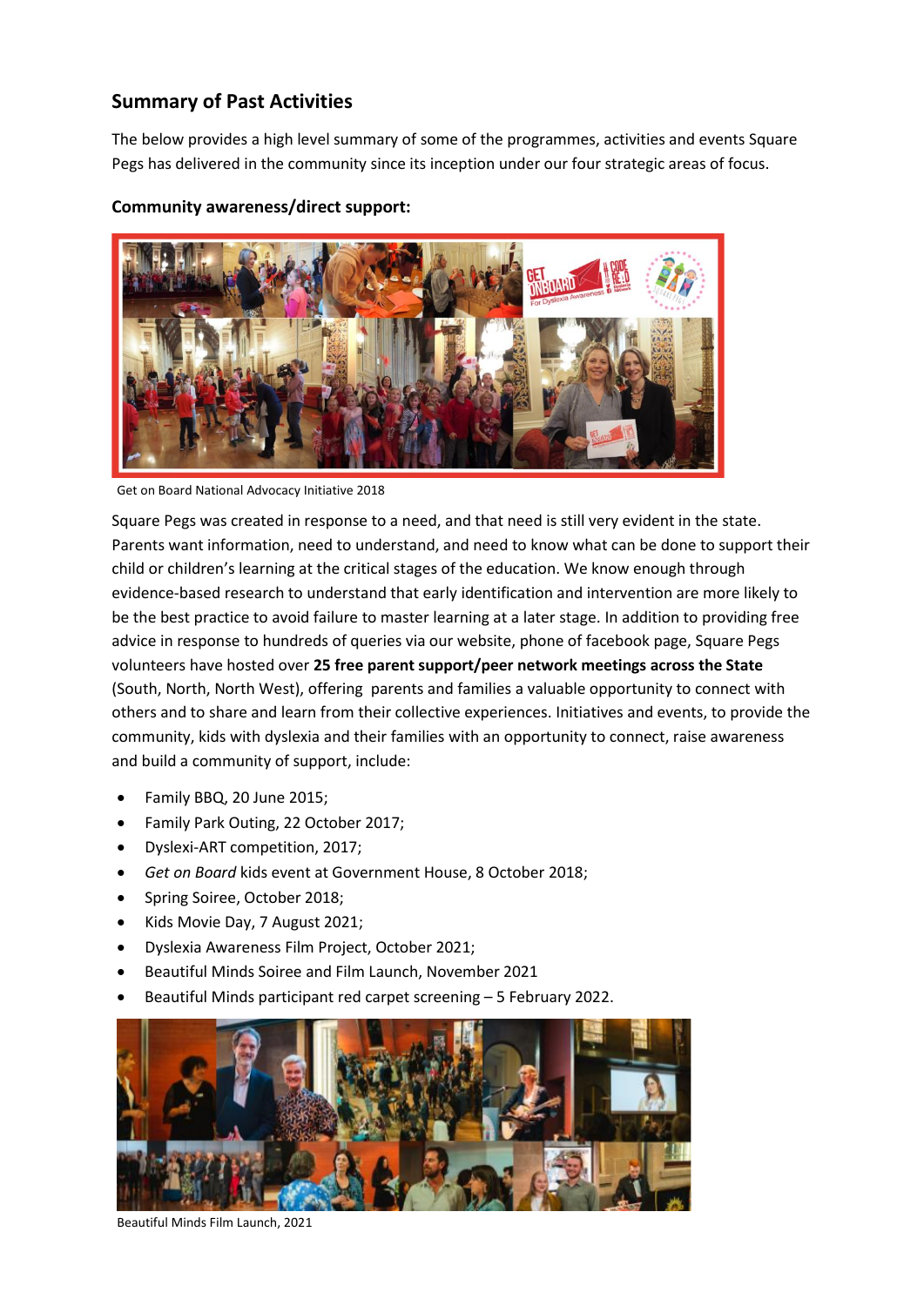## Summary of Past Activities

The below provides a high level summary of some of the programmes, activities and events Square Pegs has delivered in the community since its inception under our four strategic areas of focus.

### Community awareness/direct support:

Get on Board National Advocacy Initiative 2018

Square Pegs was created in response to a need, and that need is still very evident in the state. Parents want information, need to understand, and need to know what can be done to support their child or children's learning at the critical stages of the education. We know enough through evidence-based research to understand that early identification and intervention are more likely to be the best practice to avoid failure to master learning at a later stage. In addition to providing free advice in response to hundreds of queries via our website, phone of facebook page, Square Pegs volunteers have hosted over **25 free parent support/peer network meetings across the State** (South, North, North West), offering parents and families a valuable opportunity to connect with others and to share and learn from their collective experiences. Initiatives and events, to provide the community, kids with dyslexia and their families with an opportunity to connect, raise awareness and build a community of support, include:

- Family BBQ, 20 June 2015;
- Family Park Outing, 22 October 2017;
- Dyslexi-ART competition, 2017;
- *Get on Board* kids event at Government House, 8 October 2018;
- Spring Soiree, October 2018;
- Kids Movie Day, 7 August 2021;
- Dyslexia Awareness Film Project, October 2021;
- Beautiful Minds Soiree and Film Launch, November 2021
- Beautiful Minds participant red carpet screening – 5 February 2022.

Beautiful Minds Film Launch, 2021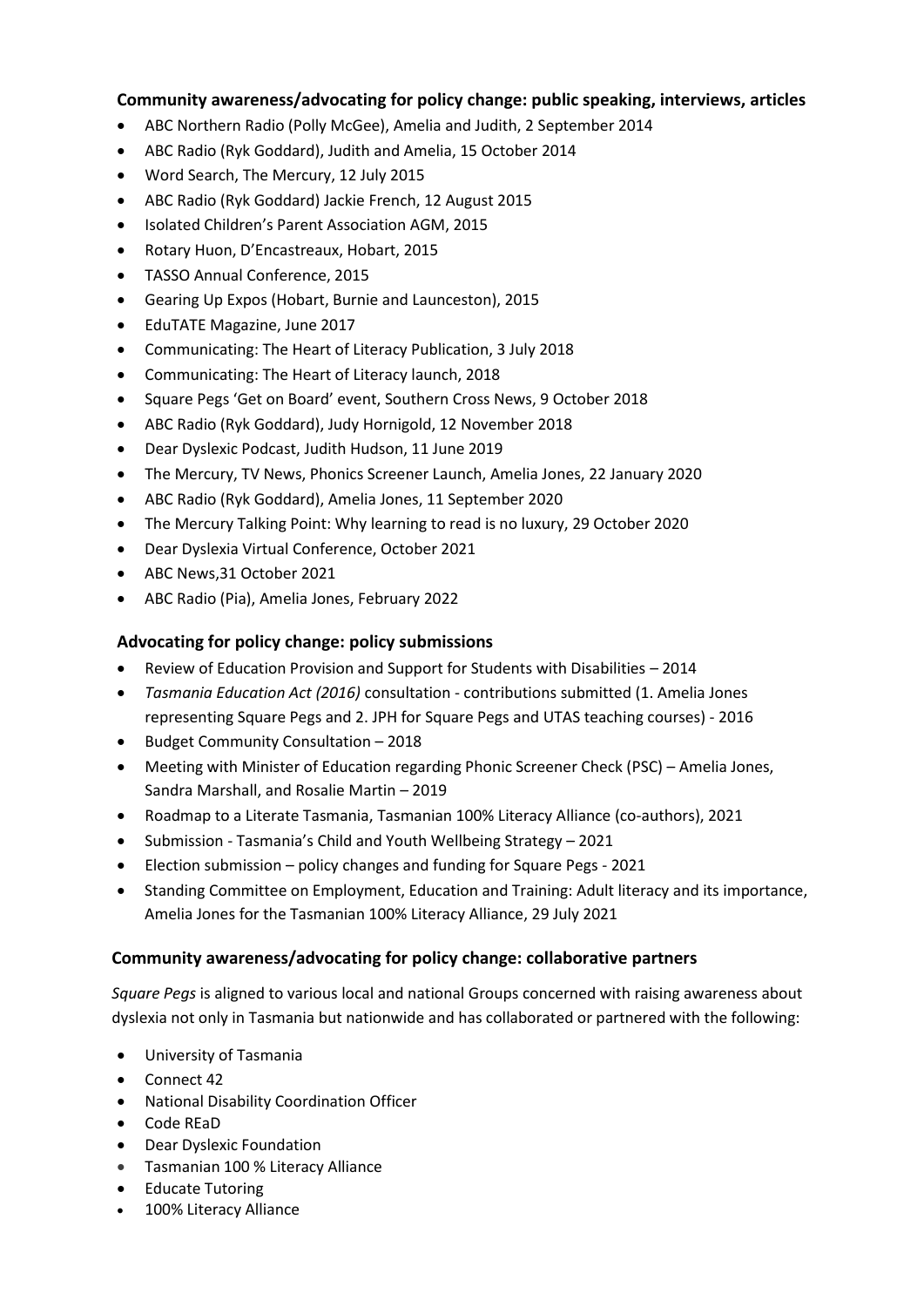### Community awareness/advocating for policy change: public speaking, interviews, articles

- ABC Northern Radio (Polly McGee), Amelia and Judith, 2 September 2014
- ABC Radio (Ryk Goddard), Judith and Amelia, 15 October 2014
- Word Search, The Mercury, 12 July 2015
- ABC Radio (Ryk Goddard) Jackie French, 12 August 2015
- Isolated Children's Parent Association AGM, 2015
- Rotary Huon, D'Encastreaux, Hobart, 2015
- TASSO Annual Conference, 2015
- Gearing Up Expos (Hobart, Burnie and Launceston), 2015
- EduTATE Magazine, June 2017
- Communicating: The Heart of Literacy Publication, 3 July 2018
- Communicating: The Heart of Literacy launch, 2018
- Square Pegs 'Get on Board' event, Southern Cross News, 9 October 2018
- ABC Radio (Ryk Goddard), Judy Hornigold, 12 November 2018
- Dear Dyslexic Podcast, Judith Hudson, 11 June 2019
- The Mercury, TV News, Phonics Screener Launch, Amelia Jones, 22 January 2020
- ABC Radio (Ryk Goddard), Amelia Jones, 11 September 2020
- The Mercury Talking Point: Why learning to read is no luxury, 29 October 2020
- Dear Dyslexia Virtual Conference, October 2021
- ABC News,31 October 2021
- ABC Radio (Pia), Amelia Jones, February 2022

### Advocating for policy change: policy submissions

- Review of Education Provision and Support for Students with Disabilities – 2014
- *Tasmania Education Act (2016)* consultation - contributions submitted (1. Amelia Jones representing Square Pegs and 2. JPH for Square Pegs and UTAS teaching courses) - 2016
- Budget Community Consultation – 2018
- Meeting with Minister of Education regarding Phonic Screener Check (PSC) – Amelia Jones, Sandra Marshall, and Rosalie Martin – 2019
- Roadmap to a Literate Tasmania, Tasmanian 100% Literacy Alliance (co-authors), 2021
- Submission - Tasmania's Child and Youth Wellbeing Strategy – 2021
- Election submission – policy changes and funding for Square Pegs - 2021
- Standing Committee on Employment, Education and Training: Adult literacy and its importance, Amelia Jones for the Tasmanian 100% Literacy Alliance, 29 July 2021

### Community awareness/advocating for policy change: collaborative partners

*Square Pegs* is aligned to various local and national Groups concerned with raising awareness about dyslexia not only in Tasmania but nationwide and has collaborated or partnered with the following:

- University of Tasmania
- Connect 42
- National Disability Coordination Officer
- Code REaD
- Dear Dyslexic Foundation
- Tasmanian 100 % Literacy Alliance
- Educate Tutoring
- 100% Literacy Alliance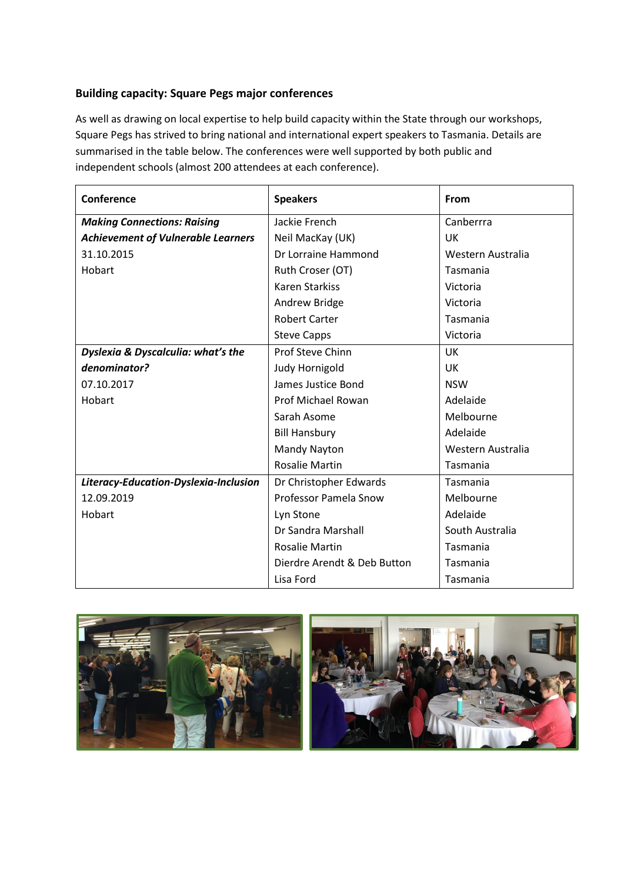**Building capacity: Square Pegs major conferences**

As well as drawing on local expertise to help build capacity within the State through our workshops, Square Pegs has strived to bring national and international expert speakers to Tasmania. Details are summarised in the table below. The conferences were well supported by both public and independent schools (almost 200 attendees at each conference).

| Conference | Speakers | From |
|---|---|---|
| ***Making Connections: Raising Achievement of Vulnerable Learners***<br>31.10.2015<br>Hobart | Jackie French<br>Neil MacKay (UK)<br>Dr Lorraine Hammond<br>Ruth Croser (OT)<br>Karen Starkiss<br>Andrew Bridge<br>Robert Carter<br>Steve Capps | Canberrra<br>UK<br>Western Australia<br>Tasmania<br>Victoria<br>Victoria<br>Tasmania<br>Victoria |
| ***Dyslexia & Dyscalculia: what's the denominator?***<br>07.10.2017<br>Hobart | Prof Steve Chinn<br>Judy Hornigold<br>James Justice Bond<br>Prof Michael Rowan<br>Sarah Asome<br>Bill Hansbury<br>Mandy Nayton<br>Rosalie Martin | UK<br>UK<br>NSW<br>Adelaide<br>Melbourne<br>Adelaide<br>Western Australia<br>Tasmania |
| ***Literacy-Education-Dyslexia-Inclusion***<br>12.09.2019<br>Hobart | Dr Christopher Edwards<br>Professor Pamela Snow<br>Lyn Stone<br>Dr Sandra Marshall<br>Rosalie Martin<br>Dierdre Arendt & Deb Button<br>Lisa Ford | Tasmania<br>Melbourne<br>Adelaide<br>South Australia<br>Tasmania<br>Tasmania<br>Tasmania |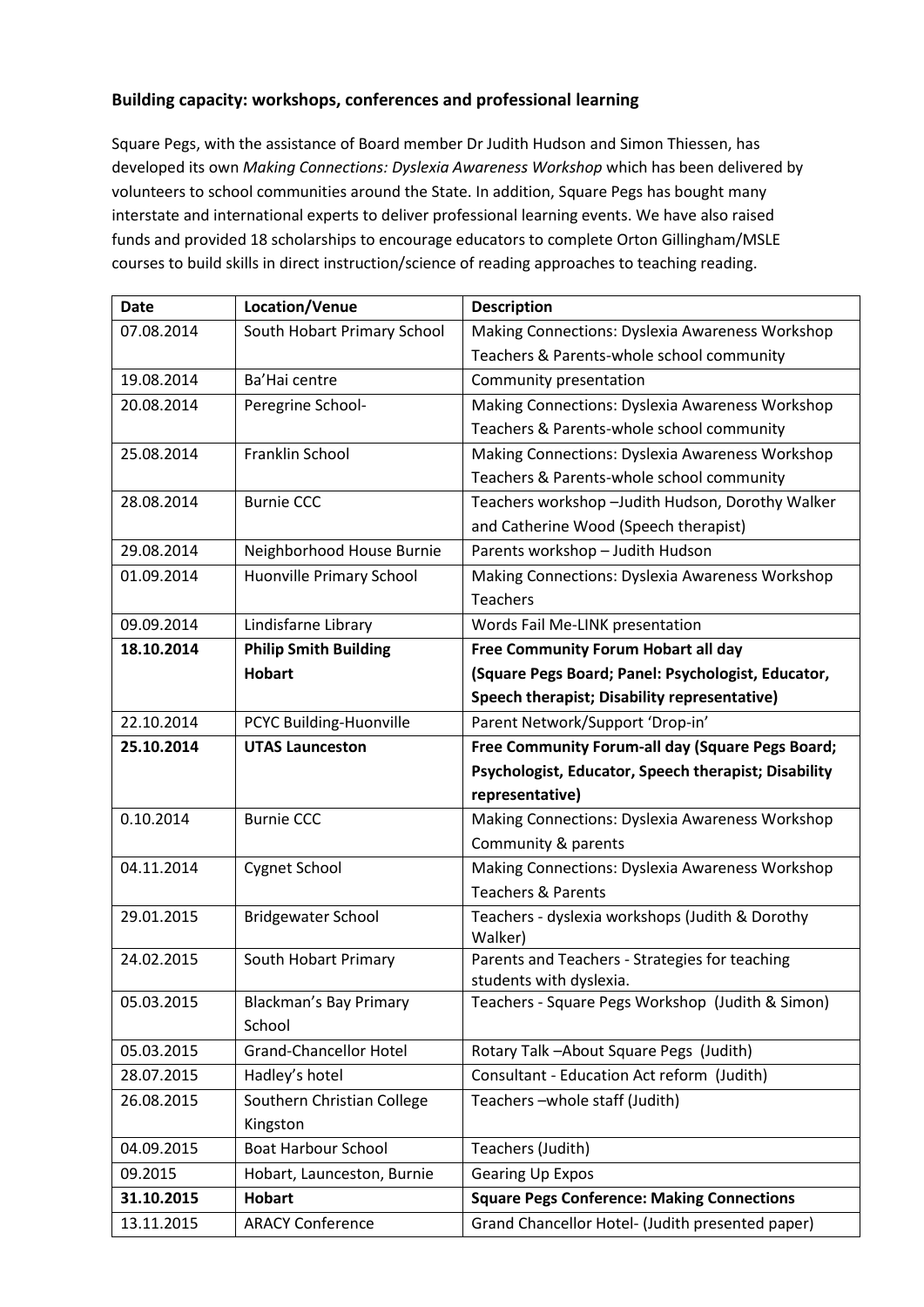## Building capacity: workshops, conferences and professional learning

Square Pegs, with the assistance of Board member Dr Judith Hudson and Simon Thiessen, has developed its own *Making Connections: Dyslexia Awareness Workshop* which has been delivered by volunteers to school communities around the State. In addition, Square Pegs has bought many interstate and international experts to deliver professional learning events. We have also raised funds and provided 18 scholarships to encourage educators to complete Orton Gillingham/MSLE courses to build skills in direct instruction/science of reading approaches to teaching reading.

| Date | Location/Venue | Description |
|---|---|---|
| 07.08.2014 | South Hobart Primary School | Making Connections: Dyslexia Awareness Workshop Teachers & Parents-whole school community |
| 19.08.2014 | Ba'Hai centre | Community presentation |
| 20.08.2014 | Peregrine School- | Making Connections: Dyslexia Awareness Workshop Teachers & Parents-whole school community |
| 25.08.2014 | Franklin School | Making Connections: Dyslexia Awareness Workshop Teachers & Parents-whole school community |
| 28.08.2014 | Burnie CCC | Teachers workshop –Judith Hudson, Dorothy Walker and Catherine Wood (Speech therapist) |
| 29.08.2014 | Neighborhood House Burnie | Parents workshop – Judith Hudson |
| 01.09.2014 | Huonville Primary School | Making Connections: Dyslexia Awareness Workshop Teachers |
| 09.09.2014 | Lindisfarne Library | Words Fail Me-LINK presentation |
| **18.10.2014** | **Philip Smith Building Hobart** | **Free Community Forum Hobart all day (Square Pegs Board; Panel: Psychologist, Educator, Speech therapist; Disability representative)** |
| 22.10.2014 | PCYC Building-Huonville | Parent Network/Support 'Drop-in' |
| **25.10.2014** | **UTAS Launceston** | **Free Community Forum-all day (Square Pegs Board; Psychologist, Educator, Speech therapist; Disability representative)** |
| 0.10.2014 | Burnie CCC | Making Connections: Dyslexia Awareness Workshop Community & parents |
| 04.11.2014 | Cygnet School | Making Connections: Dyslexia Awareness Workshop Teachers & Parents |
| 29.01.2015 | Bridgewater School | Teachers - dyslexia workshops (Judith & Dorothy Walker) |
| 24.02.2015 | South Hobart Primary | Parents and Teachers - Strategies for teaching students with dyslexia. |
| 05.03.2015 | Blackman's Bay Primary School | Teachers - Square Pegs Workshop (Judith & Simon) |
| 05.03.2015 | Grand-Chancellor Hotel | Rotary Talk –About Square Pegs (Judith) |
| 28.07.2015 | Hadley's hotel | Consultant - Education Act reform (Judith) |
| 26.08.2015 | Southern Christian College Kingston | Teachers –whole staff (Judith) |
| 04.09.2015 | Boat Harbour School | Teachers (Judith) |
| 09.2015 | Hobart, Launceston, Burnie | Gearing Up Expos |
| **31.10.2015** | **Hobart** | **Square Pegs Conference: Making Connections** |
| 13.11.2015 | ARACY Conference | Grand Chancellor Hotel- (Judith presented paper) |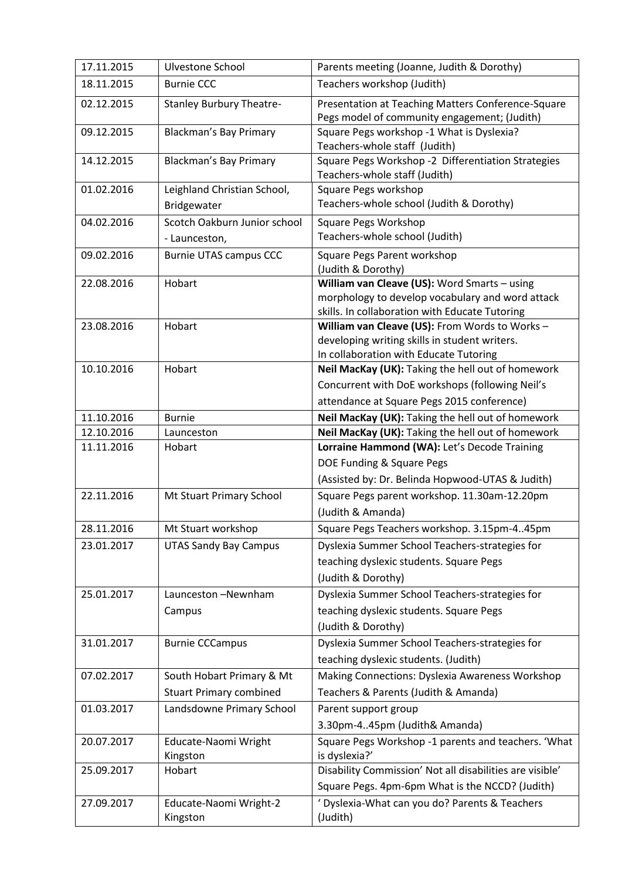| 17.11.2015 | Ulvestone School | Parents meeting (Joanne, Judith & Dorothy) |
|---|---|---|
| 18.11.2015 | Burnie CCC | Teachers workshop (Judith) |
| 02.12.2015 | Stanley Burbury Theatre- | Presentation at Teaching Matters Conference-Square Pegs model of community engagement; (Judith) |
| 09.12.2015 | Blackman's Bay Primary | Square Pegs workshop -1 What is Dyslexia? Teachers-whole staff (Judith) |
| 14.12.2015 | Blackman's Bay Primary | Square Pegs Workshop -2 Differentiation Strategies Teachers-whole staff (Judith) |
| 01.02.2016 | Leighland Christian School, Bridgewater | Square Pegs workshop Teachers-whole school (Judith & Dorothy) |
| 04.02.2016 | Scotch Oakburn Junior school - Launceston, | Square Pegs Workshop Teachers-whole school (Judith) |
| 09.02.2016 | Burnie UTAS campus CCC | Square Pegs Parent workshop (Judith & Dorothy) |
| 22.08.2016 | Hobart | **William van Cleave (US):** Word Smarts – using morphology to develop vocabulary and word attack skills. In collaboration with Educate Tutoring |
| 23.08.2016 | Hobart | **William van Cleave (US):** From Words to Works – developing writing skills in student writers. In collaboration with Educate Tutoring |
| 10.10.2016 | Hobart | **Neil MacKay (UK):** Taking the hell out of homework Concurrent with DoE workshops (following Neil's attendance at Square Pegs 2015 conference) |
| 11.10.2016 | Burnie | **Neil MacKay (UK):** Taking the hell out of homework |
| 12.10.2016 | Launceston | **Neil MacKay (UK):** Taking the hell out of homework |
| 11.11.2016 | Hobart | **Lorraine Hammond (WA):** Let's Decode Training DOE Funding & Square Pegs (Assisted by: Dr. Belinda Hopwood-UTAS & Judith) |
| 22.11.2016 | Mt Stuart Primary School | Square Pegs parent workshop. 11.30am-12.20pm (Judith & Amanda) |
| 28.11.2016 | Mt Stuart workshop | Square Pegs Teachers workshop. 3.15pm-4..45pm |
| 23.01.2017 | UTAS Sandy Bay Campus | Dyslexia Summer School Teachers-strategies for teaching dyslexic students. Square Pegs (Judith & Dorothy) |
| 25.01.2017 | Launceston –Newnham Campus | Dyslexia Summer School Teachers-strategies for teaching dyslexic students. Square Pegs (Judith & Dorothy) |
| 31.01.2017 | Burnie CCCampus | Dyslexia Summer School Teachers-strategies for teaching dyslexic students. (Judith) |
| 07.02.2017 | South Hobart Primary & Mt Stuart Primary combined | Making Connections: Dyslexia Awareness Workshop Teachers & Parents (Judith & Amanda) |
| 01.03.2017 | Landsdowne Primary School | Parent support group 3.30pm-4..45pm (Judith& Amanda) |
| 20.07.2017 | Educate-Naomi Wright Kingston | Square Pegs Workshop -1 parents and teachers. 'What is dyslexia?' |
| 25.09.2017 | Hobart | Disability Commission' Not all disabilities are visible' Square Pegs. 4pm-6pm What is the NCCD? (Judith) |
| 27.09.2017 | Educate-Naomi Wright-2 Kingston | ' Dyslexia-What can you do? Parents & Teachers (Judith) |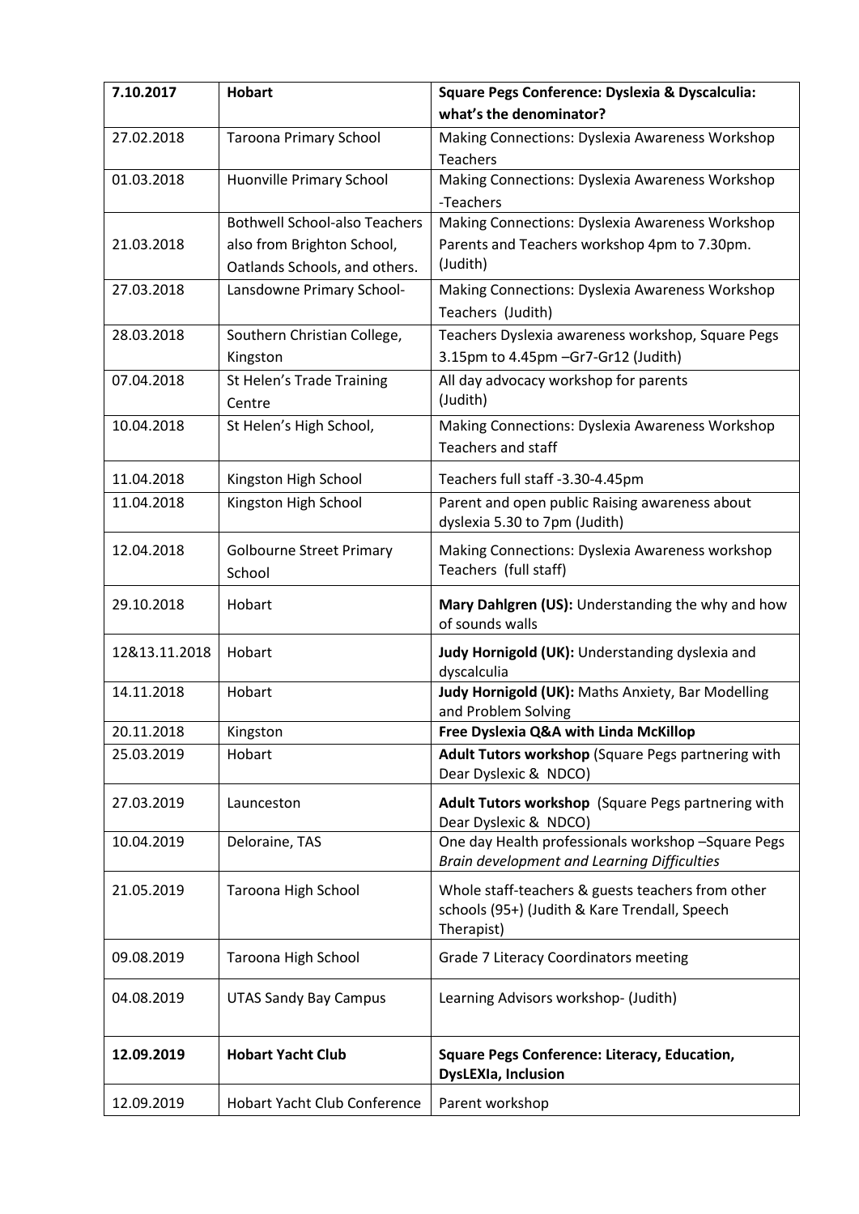| **7.10.2017** | **Hobart** | **Square Pegs Conference: Dyslexia & Dyscalculia: what's the denominator?** |
|---|---|---|
| 27.02.2018 | Taroona Primary School | Making Connections: Dyslexia Awareness Workshop Teachers |
| 01.03.2018 | Huonville Primary School | Making Connections: Dyslexia Awareness Workshop -Teachers |
| 21.03.2018 | Bothwell School-also Teachers also from Brighton School, Oatlands Schools, and others. | Making Connections: Dyslexia Awareness Workshop Parents and Teachers workshop 4pm to 7.30pm. (Judith) |
| 27.03.2018 | Lansdowne Primary School- | Making Connections: Dyslexia Awareness Workshop Teachers (Judith) |
| 28.03.2018 | Southern Christian College, Kingston | Teachers Dyslexia awareness workshop, Square Pegs 3.15pm to 4.45pm –Gr7-Gr12 (Judith) |
| 07.04.2018 | St Helen's Trade Training Centre | All day advocacy workshop for parents (Judith) |
| 10.04.2018 | St Helen's High School, | Making Connections: Dyslexia Awareness Workshop Teachers and staff |
| 11.04.2018 | Kingston High School | Teachers full staff -3.30-4.45pm |
| 11.04.2018 | Kingston High School | Parent and open public Raising awareness about dyslexia 5.30 to 7pm (Judith) |
| 12.04.2018 | Golbourne Street Primary School | Making Connections: Dyslexia Awareness workshop Teachers (full staff) |
| 29.10.2018 | Hobart | **Mary Dahlgren (US):** Understanding the why and how of sounds walls |
| 12&13.11.2018 | Hobart | **Judy Hornigold (UK):** Understanding dyslexia and dyscalculia |
| 14.11.2018 | Hobart | **Judy Hornigold (UK):** Maths Anxiety, Bar Modelling and Problem Solving |
| 20.11.2018 | Kingston | **Free Dyslexia Q&A with Linda McKillop** |
| 25.03.2019 | Hobart | **Adult Tutors workshop** (Square Pegs partnering with Dear Dyslexic & NDCO) |
| 27.03.2019 | Launceston | **Adult Tutors workshop** (Square Pegs partnering with Dear Dyslexic & NDCO) |
| 10.04.2019 | Deloraine, TAS | One day Health professionals workshop –Square Pegs *Brain development and Learning Difficulties* |
| 21.05.2019 | Taroona High School | Whole staff-teachers & guests teachers from other schools (95+) (Judith & Kare Trendall, Speech Therapist) |
| 09.08.2019 | Taroona High School | Grade 7 Literacy Coordinators meeting |
| 04.08.2019 | UTAS Sandy Bay Campus | Learning Advisors workshop- (Judith) |
| **12.09.2019** | **Hobart Yacht Club** | **Square Pegs Conference: Literacy, Education, DysLEXIa, Inclusion** |
| 12.09.2019 | Hobart Yacht Club Conference | Parent workshop |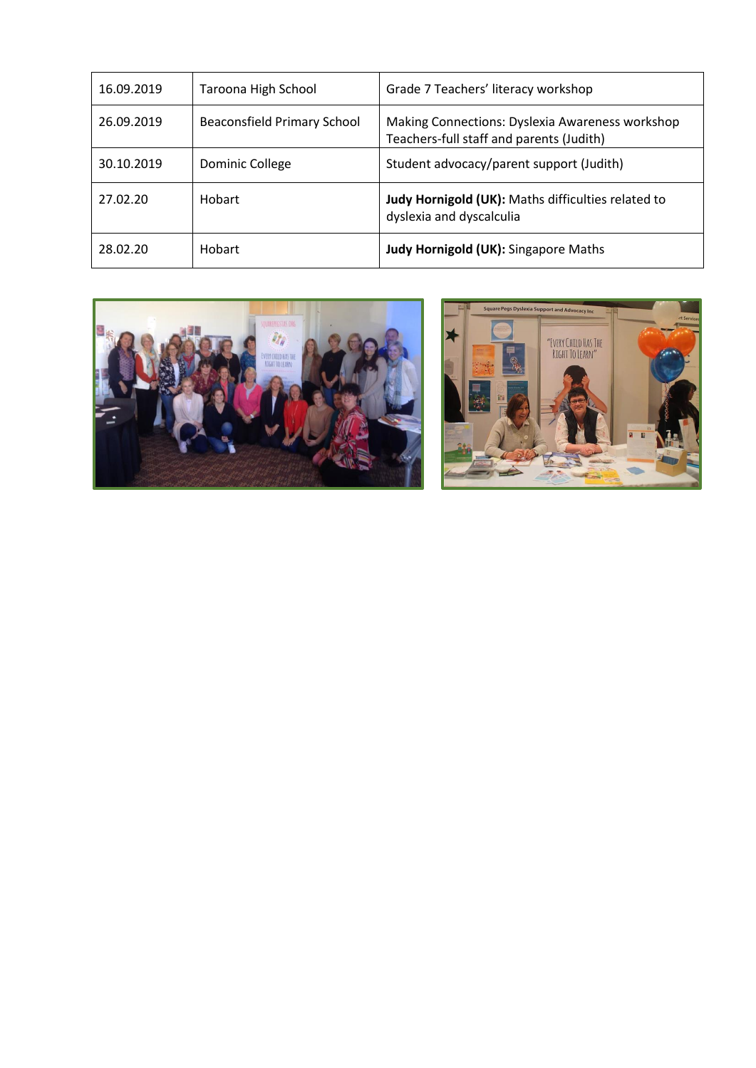| | | |
|---|---|---|
| 16.09.2019 | Taroona High School | Grade 7 Teachers' literacy workshop |
| 26.09.2019 | Beaconsfield Primary School | Making Connections: Dyslexia Awareness workshop Teachers-full staff and parents (Judith) |
| 30.10.2019 | Dominic College | Student advocacy/parent support (Judith) |
| 27.02.20 | Hobart | **Judy Hornigold (UK):** Maths difficulties related to dyslexia and dyscalculia |
| 28.02.20 | Hobart | **Judy Hornigold (UK):** Singapore Maths |